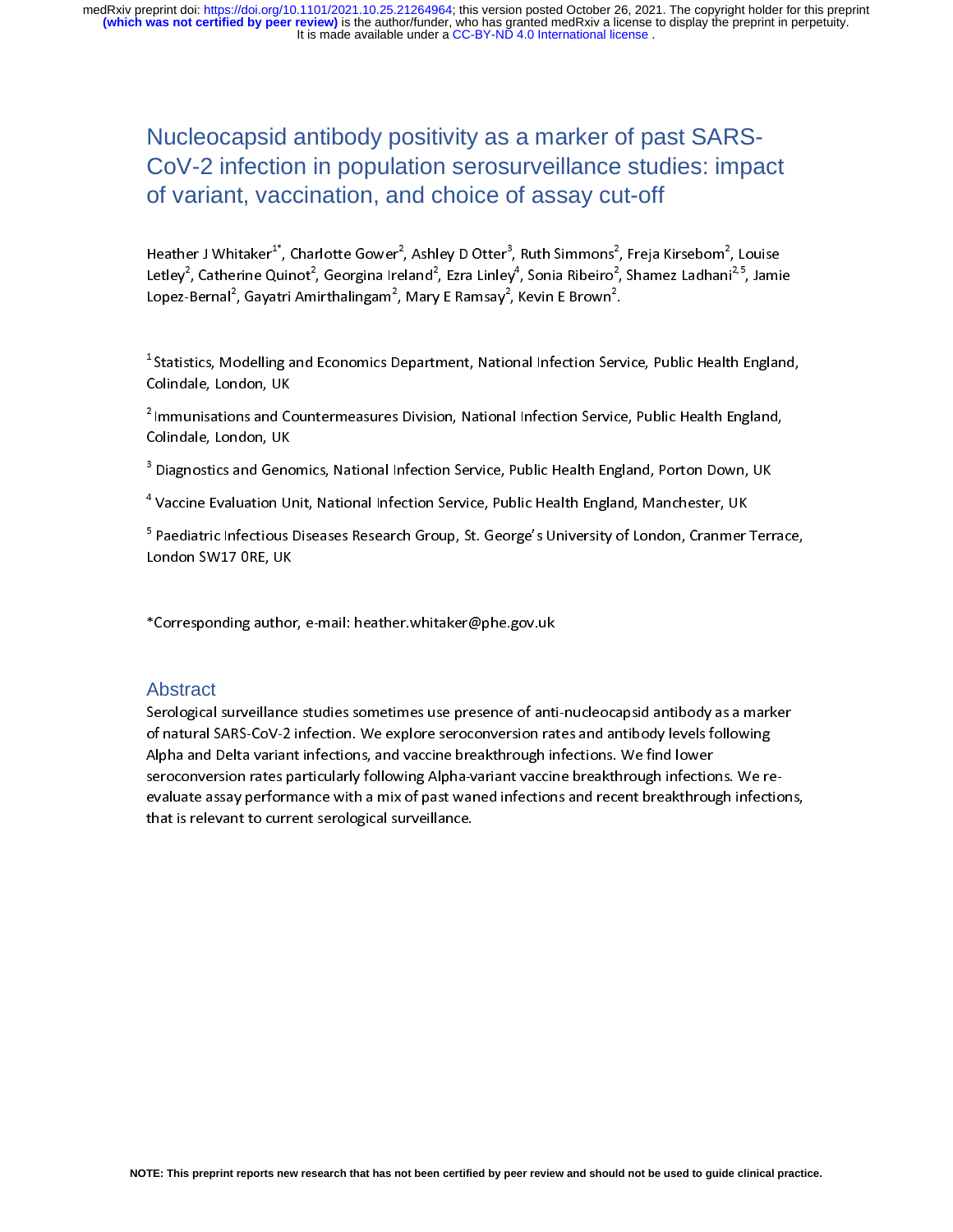# Nucleocapsid antibody positivity as a marker of past SARS-CoV-2 infection in population serosurveillance studies: impact of variant, vaccination, and choice of assay cut-off

Heather J Whitaker[1*], Charlotte Gower[2], Ashley D Otter[3], Ruth Simmons[2], Freja Kirsebom[2], Louise Letley[2], Catherine Quinot[2], Georgina Ireland[2], Ezra Linley[4], Sonia Ribeiro[2], Shamez Ladhani[2,5], Jamie Lopez-Bernal[2], Gayatri Amirthalingam[2], Mary E Ramsay[2], Kevin E Brown[2].

[1] Statistics, Modelling and Economics Department, National Infection Service, Public Health England, Colindale, London, UK

[2] Immunisations and Countermeasures Division, National Infection Service, Public Health England, Colindale, London, UK

[3] Diagnostics and Genomics, National Infection Service, Public Health England, Porton Down, UK

[4] Vaccine Evaluation Unit, National Infection Service, Public Health England, Manchester, UK

[5] Paediatric Infectious Diseases Research Group, St. George's University of London, Cranmer Terrace, London SW17 0RE, UK

*Corresponding author, e-mail: heather.whitaker@phe.gov.uk

## Abstract

Serological surveillance studies sometimes use presence of anti-nucleocapsid antibody as a marker of natural SARS-CoV-2 infection. We explore seroconversion rates and antibody levels following Alpha and Delta variant infections, and vaccine breakthrough infections. We find lower seroconversion rates particularly following Alpha-variant vaccine breakthrough infections. We re-evaluate assay performance with a mix of past waned infections and recent breakthrough infections, that is relevant to current serological surveillance.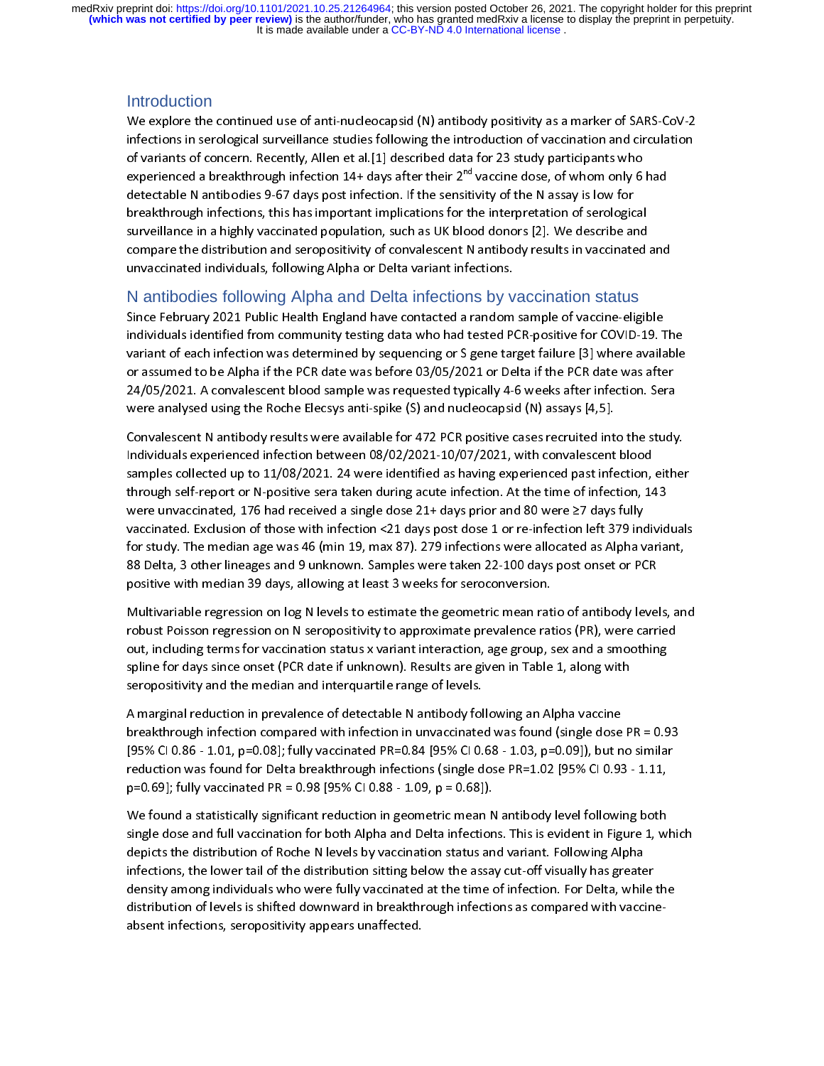## Introduction

We explore the continued use of anti-nucleocapsid (N) antibody positivity as a marker of SARS-CoV-2 infections in serological surveillance studies following the introduction of vaccination and circulation of variants of concern. Recently, Allen et al.[1] described data for 23 study participants who experienced a breakthrough infection 14+ days after their 2nd vaccine dose, of whom only 6 had detectable N antibodies 9-67 days post infection. If the sensitivity of the N assay is low for breakthrough infections, this has important implications for the interpretation of serological surveillance in a highly vaccinated population, such as UK blood donors [2]. We describe and compare the distribution and seropositivity of convalescent N antibody results in vaccinated and unvaccinated individuals, following Alpha or Delta variant infections.

## N antibodies following Alpha and Delta infections by vaccination status

Since February 2021 Public Health England have contacted a random sample of vaccine-eligible individuals identified from community testing data who had tested PCR-positive for COVID-19. The variant of each infection was determined by sequencing or S gene target failure [3] where available or assumed to be Alpha if the PCR date was before 03/05/2021 or Delta if the PCR date was after 24/05/2021. A convalescent blood sample was requested typically 4-6 weeks after infection. Sera were analysed using the Roche Elecsys anti-spike (S) and nucleocapsid (N) assays [4,5].

Convalescent N antibody results were available for 472 PCR positive cases recruited into the study. Individuals experienced infection between 08/02/2021-10/07/2021, with convalescent blood samples collected up to 11/08/2021. 24 were identified as having experienced past infection, either through self-report or N-positive sera taken during acute infection. At the time of infection, 143 were unvaccinated, 176 had received a single dose 21+ days prior and 80 were ≥7 days fully vaccinated. Exclusion of those with infection <21 days post dose 1 or re-infection left 379 individuals for study. The median age was 46 (min 19, max 87). 279 infections were allocated as Alpha variant, 88 Delta, 3 other lineages and 9 unknown. Samples were taken 22-100 days post onset or PCR positive with median 39 days, allowing at least 3 weeks for seroconversion.

Multivariable regression on log N levels to estimate the geometric mean ratio of antibody levels, and robust Poisson regression on N seropositivity to approximate prevalence ratios (PR), were carried out, including terms for vaccination status x variant interaction, age group, sex and a smoothing spline for days since onset (PCR date if unknown). Results are given in Table 1, along with seropositivity and the median and interquartile range of levels.

A marginal reduction in prevalence of detectable N antibody following an Alpha vaccine breakthrough infection compared with infection in unvaccinated was found (single dose PR = 0.93 [95% CI 0.86 - 1.01, p=0.08]; fully vaccinated PR=0.84 [95% CI 0.68 - 1.03, p=0.09]), but no similar reduction was found for Delta breakthrough infections (single dose PR=1.02 [95% CI 0.93 - 1.11, p=0.69]; fully vaccinated PR = 0.98 [95% CI 0.88 - 1.09, p = 0.68]).

We found a statistically significant reduction in geometric mean N antibody level following both single dose and full vaccination for both Alpha and Delta infections. This is evident in Figure 1, which depicts the distribution of Roche N levels by vaccination status and variant. Following Alpha infections, the lower tail of the distribution sitting below the assay cut-off visually has greater density among individuals who were fully vaccinated at the time of infection. For Delta, while the distribution of levels is shifted downward in breakthrough infections as compared with vaccine-absent infections, seropositivity appears unaffected.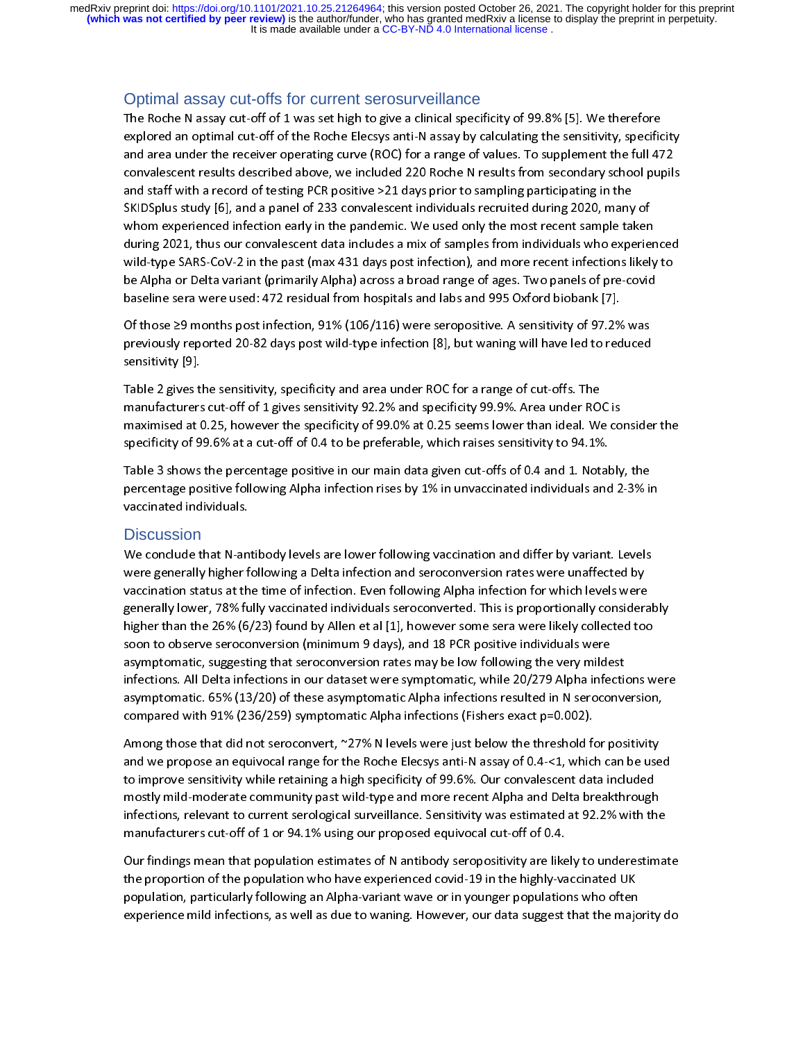## Optimal assay cut-offs for current serosurveillance

The Roche N assay cut-off of 1 was set high to give a clinical specificity of 99.8% [5]. We therefore explored an optimal cut-off of the Roche Elecsys anti-N assay by calculating the sensitivity, specificity and area under the receiver operating curve (ROC) for a range of values. To supplement the full 472 convalescent results described above, we included 220 Roche N results from secondary school pupils and staff with a record of testing PCR positive >21 days prior to sampling participating in the SKIDSplus study [6], and a panel of 233 convalescent individuals recruited during 2020, many of whom experienced infection early in the pandemic. We used only the most recent sample taken during 2021, thus our convalescent data includes a mix of samples from individuals who experienced wild-type SARS-CoV-2 in the past (max 431 days post infection), and more recent infections likely to be Alpha or Delta variant (primarily Alpha) across a broad range of ages. Two panels of pre-covid baseline sera were used: 472 residual from hospitals and labs and 995 Oxford biobank [7].

Of those ≥9 months post infection, 91% (106/116) were seropositive. A sensitivity of 97.2% was previously reported 20-82 days post wild-type infection [8], but waning will have led to reduced sensitivity [9].

Table 2 gives the sensitivity, specificity and area under ROC for a range of cut-offs. The manufacturers cut-off of 1 gives sensitivity 92.2% and specificity 99.9%. Area under ROC is maximised at 0.25, however the specificity of 99.0% at 0.25 seems lower than ideal. We consider the specificity of 99.6% at a cut-off of 0.4 to be preferable, which raises sensitivity to 94.1%.

Table 3 shows the percentage positive in our main data given cut-offs of 0.4 and 1. Notably, the percentage positive following Alpha infection rises by 1% in unvaccinated individuals and 2-3% in vaccinated individuals.

## Discussion

We conclude that N-antibody levels are lower following vaccination and differ by variant. Levels were generally higher following a Delta infection and seroconversion rates were unaffected by vaccination status at the time of infection. Even following Alpha infection for which levels were generally lower, 78% fully vaccinated individuals seroconverted. This is proportionally considerably higher than the 26% (6/23) found by Allen et al [1], however some sera were likely collected too soon to observe seroconversion (minimum 9 days), and 18 PCR positive individuals were asymptomatic, suggesting that seroconversion rates may be low following the very mildest infections. All Delta infections in our dataset were symptomatic, while 20/279 Alpha infections were asymptomatic. 65% (13/20) of these asymptomatic Alpha infections resulted in N seroconversion, compared with 91% (236/259) symptomatic Alpha infections (Fishers exact p=0.002).

Among those that did not seroconvert, ~27% N levels were just below the threshold for positivity and we propose an equivocal range for the Roche Elecsys anti-N assay of 0.4-<1, which can be used to improve sensitivity while retaining a high specificity of 99.6%. Our convalescent data included mostly mild-moderate community past wild-type and more recent Alpha and Delta breakthrough infections, relevant to current serological surveillance. Sensitivity was estimated at 92.2% with the manufacturers cut-off of 1 or 94.1% using our proposed equivocal cut-off of 0.4.

Our findings mean that population estimates of N antibody seropositivity are likely to underestimate the proportion of the population who have experienced covid-19 in the highly-vaccinated UK population, particularly following an Alpha-variant wave or in younger populations who often experience mild infections, as well as due to waning. However, our data suggest that the majority do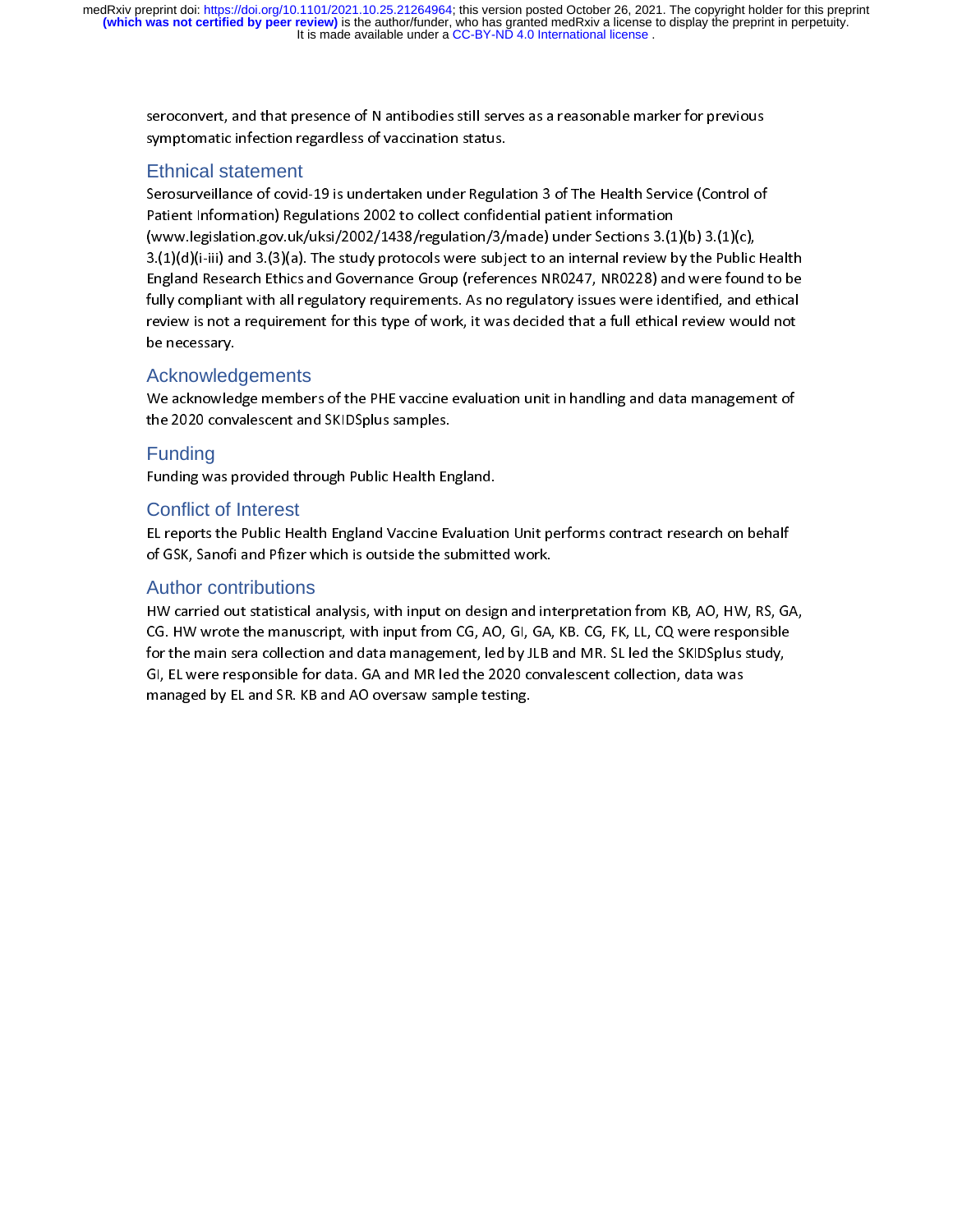seroconvert, and that presence of N antibodies still serves as a reasonable marker for previous symptomatic infection regardless of vaccination status.

## Ethical statement

Serosurveillance of covid-19 is undertaken under Regulation 3 of The Health Service (Control of Patient Information) Regulations 2002 to collect confidential patient information (www.legislation.gov.uk/uksi/2002/1438/regulation/3/made) under Sections 3.(1)(b) 3.(1)(c), 3.(1)(d)(i-iii) and 3.(3)(a). The study protocols were subject to an internal review by the Public Health England Research Ethics and Governance Group (references NR0247, NR0228) and were found to be fully compliant with all regulatory requirements. As no regulatory issues were identified, and ethical review is not a requirement for this type of work, it was decided that a full ethical review would not be necessary.

## Acknowledgements

We acknowledge members of the PHE vaccine evaluation unit in handling and data management of the 2020 convalescent and SKIDSplus samples.

## Funding

Funding was provided through Public Health England.

## Conflict of Interest

EL reports the Public Health England Vaccine Evaluation Unit performs contract research on behalf of GSK, Sanofi and Pfizer which is outside the submitted work.

## Author contributions

HW carried out statistical analysis, with input on design and interpretation from KB, AO, HW, RS, GA, CG. HW wrote the manuscript, with input from CG, AO, GI, GA, KB. CG, FK, LL, CQ were responsible for the main sera collection and data management, led by JLB and MR. SL led the SKIDSplus study, GI, EL were responsible for data. GA and MR led the 2020 convalescent collection, data was managed by EL and SR. KB and AO oversaw sample testing.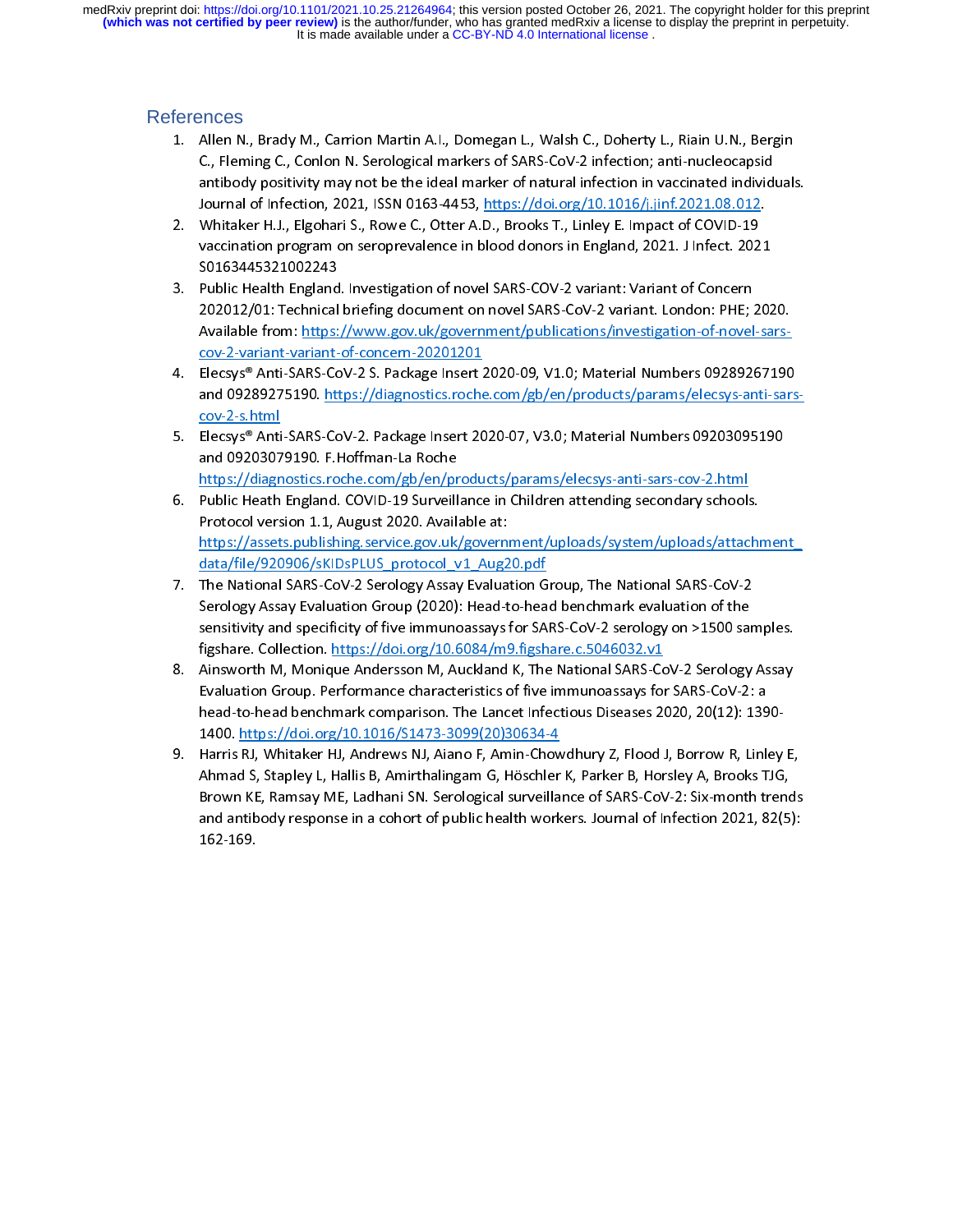## References

1. Allen N., Brady M., Carrion Martin A.I., Domegan L., Walsh C., Doherty L., Riain U.N., Bergin C., Fleming C., Conlon N. Serological markers of SARS-CoV-2 infection; anti-nucleocapsid antibody positivity may not be the ideal marker of natural infection in vaccinated individuals. Journal of Infection, 2021, ISSN 0163-4453, https://doi.org/10.1016/j.jinf.2021.08.012.
2. Whitaker H.J., Elgohari S., Rowe C., Otter A.D., Brooks T., Linley E. Impact of COVID-19 vaccination program on seroprevalence in blood donors in England, 2021. J Infect. 2021 S0163445321002243
3. Public Health England. Investigation of novel SARS-COV-2 variant: Variant of Concern 202012/01: Technical briefing document on novel SARS-CoV-2 variant. London: PHE; 2020. Available from: https://www.gov.uk/government/publications/investigation-of-novel-sars-cov-2-variant-variant-of-concern-20201201
4. Elecsys® Anti-SARS-CoV-2 S. Package Insert 2020-09, V1.0; Material Numbers 09289267190 and 09289275190. https://diagnostics.roche.com/gb/en/products/params/elecsys-anti-sars-cov-2-s.html
5. Elecsys® Anti-SARS-CoV-2. Package Insert 2020-07, V3.0; Material Numbers 09203095190 and 09203079190. F.Hoffman-La Roche https://diagnostics.roche.com/gb/en/products/params/elecsys-anti-sars-cov-2.html
6. Public Heath England. COVID-19 Surveillance in Children attending secondary schools. Protocol version 1.1, August 2020. Available at: https://assets.publishing.service.gov.uk/government/uploads/system/uploads/attachment_data/file/920906/sKIDsPLUS_protocol_v1_Aug20.pdf
7. The National SARS-CoV-2 Serology Assay Evaluation Group, The National SARS-CoV-2 Serology Assay Evaluation Group (2020): Head-to-head benchmark evaluation of the sensitivity and specificity of five immunoassays for SARS-CoV-2 serology on >1500 samples. figshare. Collection. https://doi.org/10.6084/m9.figshare.c.5046032.v1
8. Ainsworth M, Monique Andersson M, Auckland K, The National SARS-CoV-2 Serology Assay Evaluation Group. Performance characteristics of five immunoassays for SARS-CoV-2: a head-to-head benchmark comparison. The Lancet Infectious Diseases 2020, 20(12): 1390-1400. https://doi.org/10.1016/S1473-3099(20)30634-4
9. Harris RJ, Whitaker HJ, Andrews NJ, Aiano F, Amin-Chowdhury Z, Flood J, Borrow R, Linley E, Ahmad S, Stapley L, Hallis B, Amirthalingam G, Höschler K, Parker B, Horsley A, Brooks TJG, Brown KE, Ramsay ME, Ladhani SN. Serological surveillance of SARS-CoV-2: Six-month trends and antibody response in a cohort of public health workers. Journal of Infection 2021, 82(5): 162-169.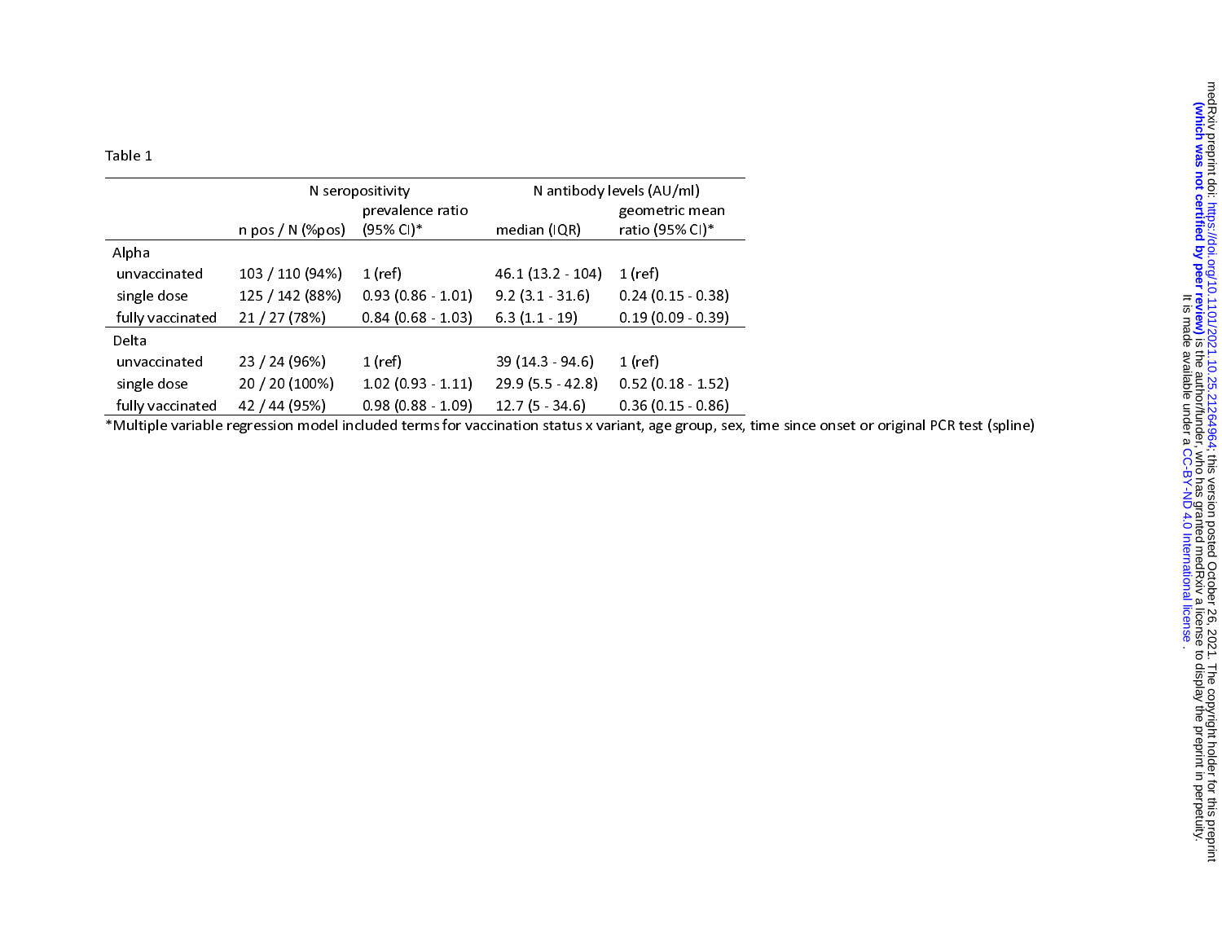Table 1

| | N seropositivity | | N antibody levels (AU/ml) | |
|---|---|---|---|---|
| | n pos / N (%pos) | prevalence ratio (95% CI)* | median (IQR) | geometric mean ratio (95% CI)* |
| **Alpha** | | | | |
| unvaccinated | 103 / 110 (94%) | 1 (ref) | 46.1 (13.2 - 104) | 1 (ref) |
| single dose | 125 / 142 (88%) | 0.93 (0.86 - 1.01) | 9.2 (3.1 - 31.6) | 0.24 (0.15 - 0.38) |
| fully vaccinated | 21 / 27 (78%) | 0.84 (0.68 - 1.03) | 6.3 (1.1 - 19) | 0.19 (0.09 - 0.39) |
| **Delta** | | | | |
| unvaccinated | 23 / 24 (96%) | 1 (ref) | 39 (14.3 - 94.6) | 1 (ref) |
| single dose | 20 / 20 (100%) | 1.02 (0.93 - 1.11) | 29.9 (5.5 - 42.8) | 0.52 (0.18 - 1.52) |
| fully vaccinated | 42 / 44 (95%) | 0.98 (0.88 - 1.09) | 12.7 (5 - 34.6) | 0.36 (0.15 - 0.86) |

*Multiple variable regression model included terms for vaccination status x variant, age group, sex, time since onset or original PCR test (spline)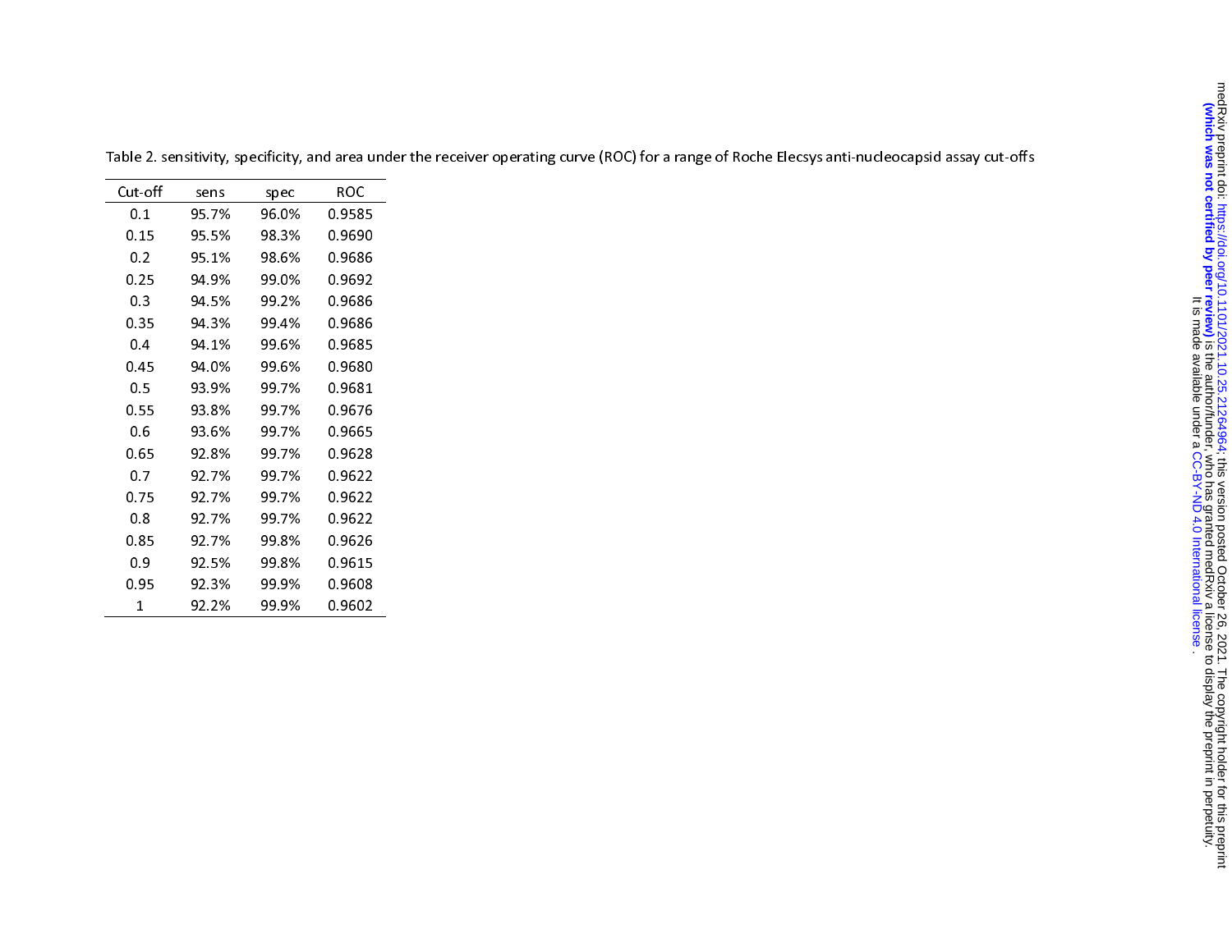Table 2. sensitivity, specificity, and area under the receiver operating curve (ROC) for a range of Roche Elecsys anti-nucleocapsid assay cut-offs

| Cut-off | sens | spec | ROC |
|---|---|---|---|
| 0.1 | 95.7% | 96.0% | 0.9585 |
| 0.15 | 95.5% | 98.3% | 0.9690 |
| 0.2 | 95.1% | 98.6% | 0.9686 |
| 0.25 | 94.9% | 99.0% | 0.9692 |
| 0.3 | 94.5% | 99.2% | 0.9686 |
| 0.35 | 94.3% | 99.4% | 0.9686 |
| 0.4 | 94.1% | 99.6% | 0.9685 |
| 0.45 | 94.0% | 99.6% | 0.9680 |
| 0.5 | 93.9% | 99.7% | 0.9681 |
| 0.55 | 93.8% | 99.7% | 0.9676 |
| 0.6 | 93.6% | 99.7% | 0.9665 |
| 0.65 | 92.8% | 99.7% | 0.9628 |
| 0.7 | 92.7% | 99.7% | 0.9622 |
| 0.75 | 92.7% | 99.7% | 0.9622 |
| 0.8 | 92.7% | 99.7% | 0.9622 |
| 0.85 | 92.7% | 99.8% | 0.9626 |
| 0.9 | 92.5% | 99.8% | 0.9615 |
| 0.95 | 92.3% | 99.9% | 0.9608 |
| 1 | 92.2% | 99.9% | 0.9602 |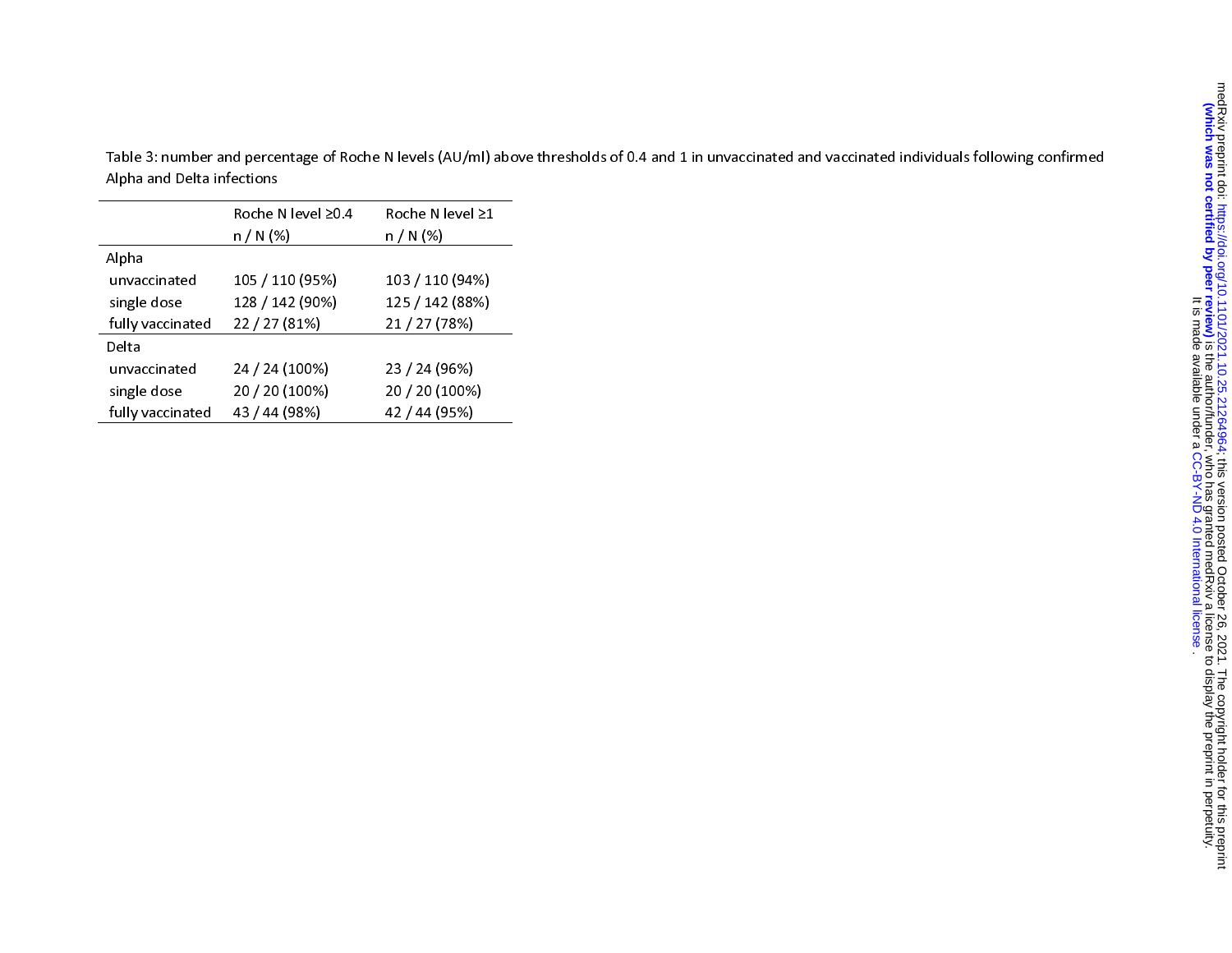Table 3: number and percentage of Roche N levels (AU/ml) above thresholds of 0.4 and 1 in unvaccinated and vaccinated individuals following confirmed Alpha and Delta infections

| | Roche N level ≥0.4 n / N (%) | Roche N level ≥1 n / N (%) |
|---|---|---|
| Alpha | | |
| unvaccinated | 105 / 110 (95%) | 103 / 110 (94%) |
| single dose | 128 / 142 (90%) | 125 / 142 (88%) |
| fully vaccinated | 22 / 27 (81%) | 21 / 27 (78%) |
| Delta | | |
| unvaccinated | 24 / 24 (100%) | 23 / 24 (96%) |
| single dose | 20 / 20 (100%) | 20 / 20 (100%) |
| fully vaccinated | 43 / 44 (98%) | 42 / 44 (95%) |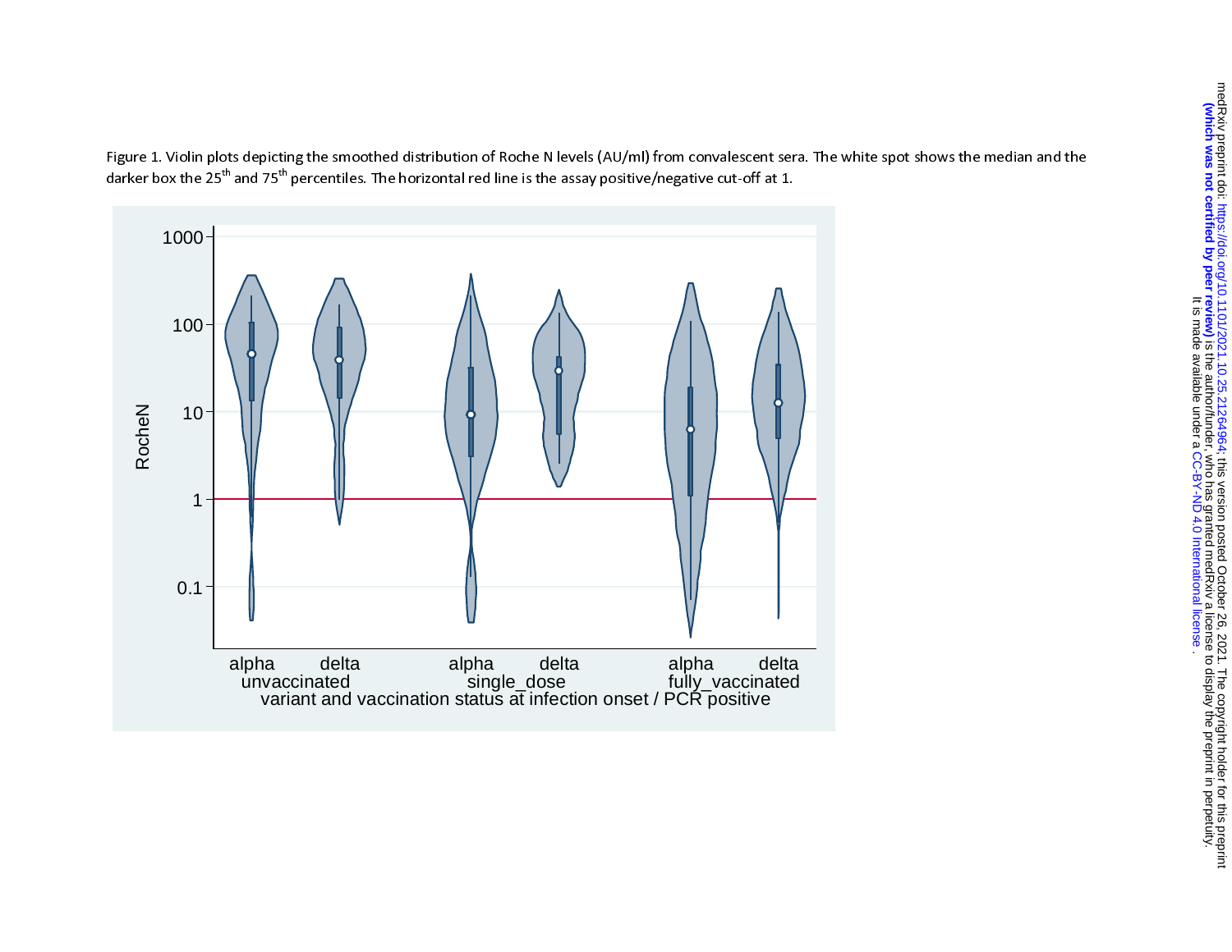Figure 1. Violin plots depicting the smoothed distribution of Roche N levels (AU/ml) from convalescent sera. The white spot shows the median and the darker box the 25th and 75th percentiles. The horizontal red line is the assay positive/negative cut-off at 1.

RocheN

1000
100
10
1
0.1

alpha
delta
unvaccinated

alpha
delta
single_dose

alpha
delta
fully_vaccinated

variant and vaccination status at infection onset / PCR positive